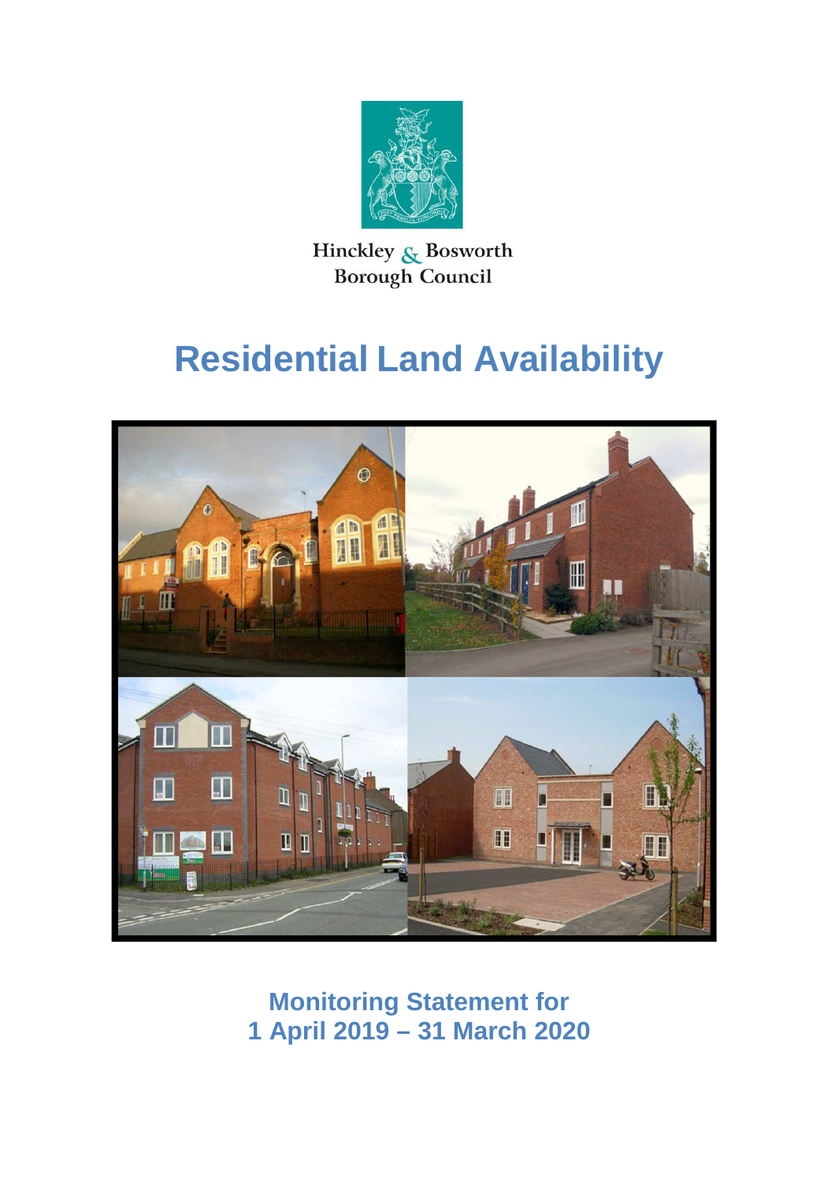Hinckley & Bosworth Borough Council

# Residential Land Availability

## Monitoring Statement for 1 April 2019 – 31 March 2020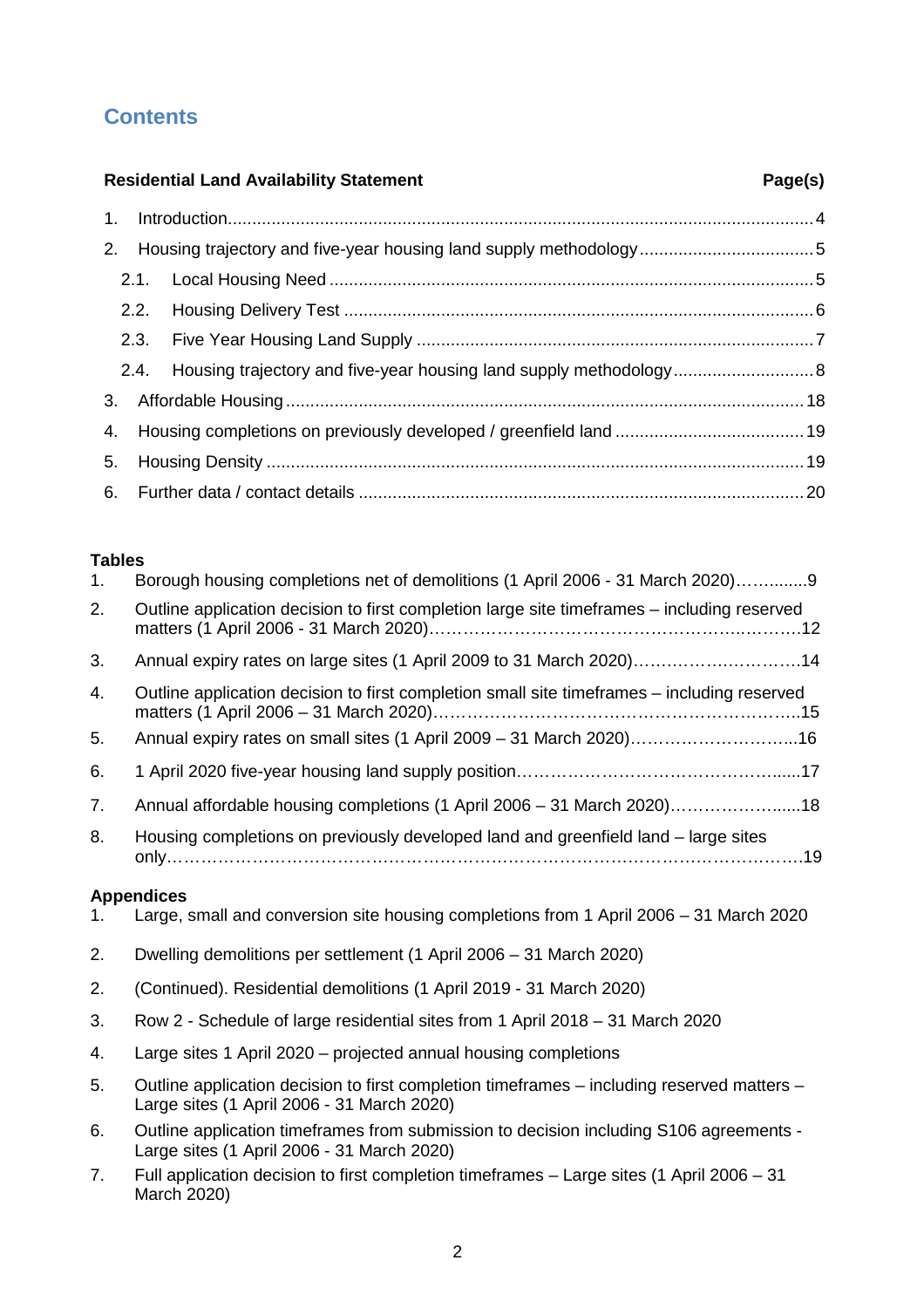## Contents

| Residential Land Availability Statement | Page(s) |
|---|---|
| 1. Introduction | 4 |
| 2. Housing trajectory and five-year housing land supply methodology | 5 |
| 2.1. Local Housing Need | 5 |
| 2.2. Housing Delivery Test | 6 |
| 2.3. Five Year Housing Land Supply | 7 |
| 2.4. Housing trajectory and five-year housing land supply methodology | 8 |
| 3. Affordable Housing | 18 |
| 4. Housing completions on previously developed / greenfield land | 19 |
| 5. Housing Density | 19 |
| 6. Further data / contact details | 20 |

**Tables**

1. Borough housing completions net of demolitions (1 April 2006 - 31 March 2020)…….........9
2. Outline application decision to first completion large site timeframes – including reserved matters (1 April 2006 - 31 March 2020)……………………………………………………….12
3. Annual expiry rates on large sites (1 April 2009 to 31 March 2020)………………………….14
4. Outline application decision to first completion small site timeframes – including reserved matters (1 April 2006 – 31 March 2020)…………………………………………………………..15
5. Annual expiry rates on small sites (1 April 2009 – 31 March 2020)………………………...16
6. 1 April 2020 five-year housing land supply position…………………………………………......17
7. Annual affordable housing completions (1 April 2006 – 31 March 2020)…………………......18
8. Housing completions on previously developed land and greenfield land – large sites only………………………………………………………………………………………………….19

**Appendices**

1. Large, small and conversion site housing completions from 1 April 2006 – 31 March 2020
2. Dwelling demolitions per settlement (1 April 2006 – 31 March 2020)
2. (Continued). Residential demolitions (1 April 2019 - 31 March 2020)
3. Row 2 - Schedule of large residential sites from 1 April 2018 – 31 March 2020
4. Large sites 1 April 2020 – projected annual housing completions
5. Outline application decision to first completion timeframes – including reserved matters – Large sites (1 April 2006 - 31 March 2020)
6. Outline application timeframes from submission to decision including S106 agreements - Large sites (1 April 2006 - 31 March 2020)
7. Full application decision to first completion timeframes – Large sites (1 April 2006 – 31 March 2020)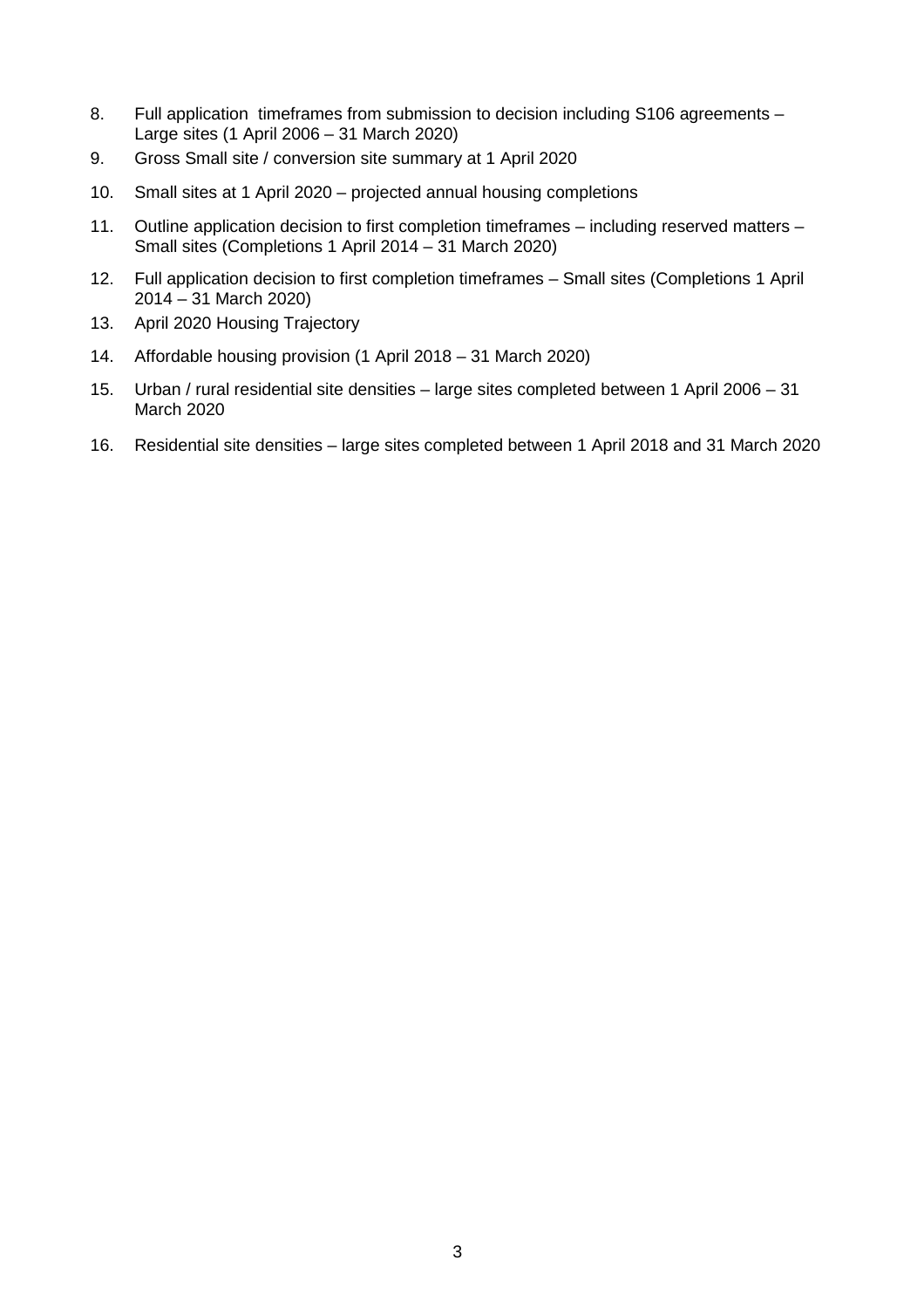8. Full application timeframes from submission to decision including S106 agreements – Large sites (1 April 2006 – 31 March 2020)
9. Gross Small site / conversion site summary at 1 April 2020
10. Small sites at 1 April 2020 – projected annual housing completions
11. Outline application decision to first completion timeframes – including reserved matters – Small sites (Completions 1 April 2014 – 31 March 2020)
12. Full application decision to first completion timeframes – Small sites (Completions 1 April 2014 – 31 March 2020)
13. April 2020 Housing Trajectory
14. Affordable housing provision (1 April 2018 – 31 March 2020)
15. Urban / rural residential site densities – large sites completed between 1 April 2006 – 31 March 2020
16. Residential site densities – large sites completed between 1 April 2018 and 31 March 2020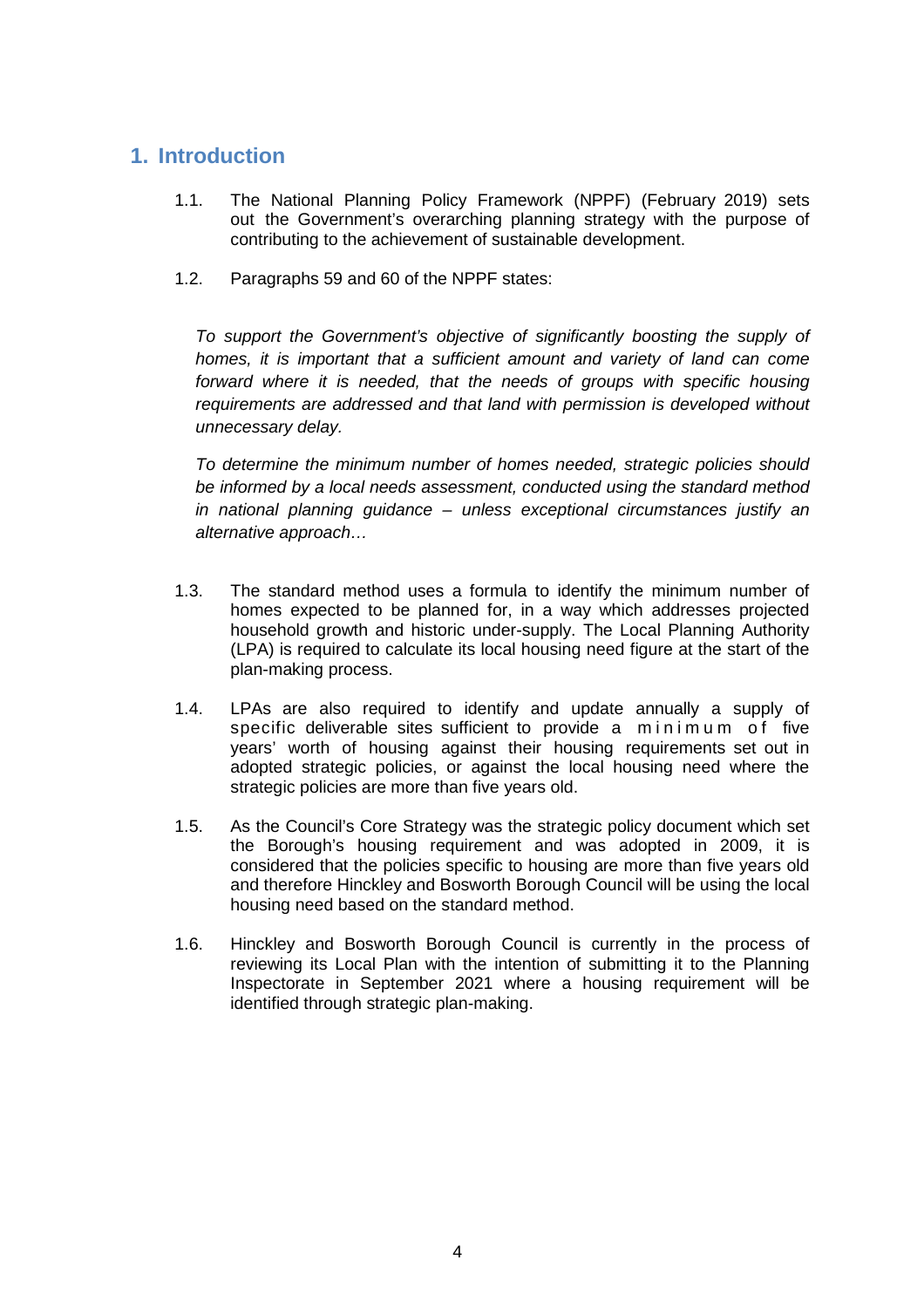# 1. Introduction

1.1. The National Planning Policy Framework (NPPF) (February 2019) sets out the Government's overarching planning strategy with the purpose of contributing to the achievement of sustainable development.

1.2. Paragraphs 59 and 60 of the NPPF states:

> *To support the Government's objective of significantly boosting the supply of homes, it is important that a sufficient amount and variety of land can come forward where it is needed, that the needs of groups with specific housing requirements are addressed and that land with permission is developed without unnecessary delay.*
>
> *To determine the minimum number of homes needed, strategic policies should be informed by a local needs assessment, conducted using the standard method in national planning guidance – unless exceptional circumstances justify an alternative approach…*

1.3. The standard method uses a formula to identify the minimum number of homes expected to be planned for, in a way which addresses projected household growth and historic under-supply. The Local Planning Authority (LPA) is required to calculate its local housing need figure at the start of the plan-making process.

1.4. LPAs are also required to identify and update annually a supply of specific deliverable sites sufficient to provide a minimum of five years' worth of housing against their housing requirements set out in adopted strategic policies, or against the local housing need where the strategic policies are more than five years old.

1.5. As the Council's Core Strategy was the strategic policy document which set the Borough's housing requirement and was adopted in 2009, it is considered that the policies specific to housing are more than five years old and therefore Hinckley and Bosworth Borough Council will be using the local housing need based on the standard method.

1.6. Hinckley and Bosworth Borough Council is currently in the process of reviewing its Local Plan with the intention of submitting it to the Planning Inspectorate in September 2021 where a housing requirement will be identified through strategic plan-making.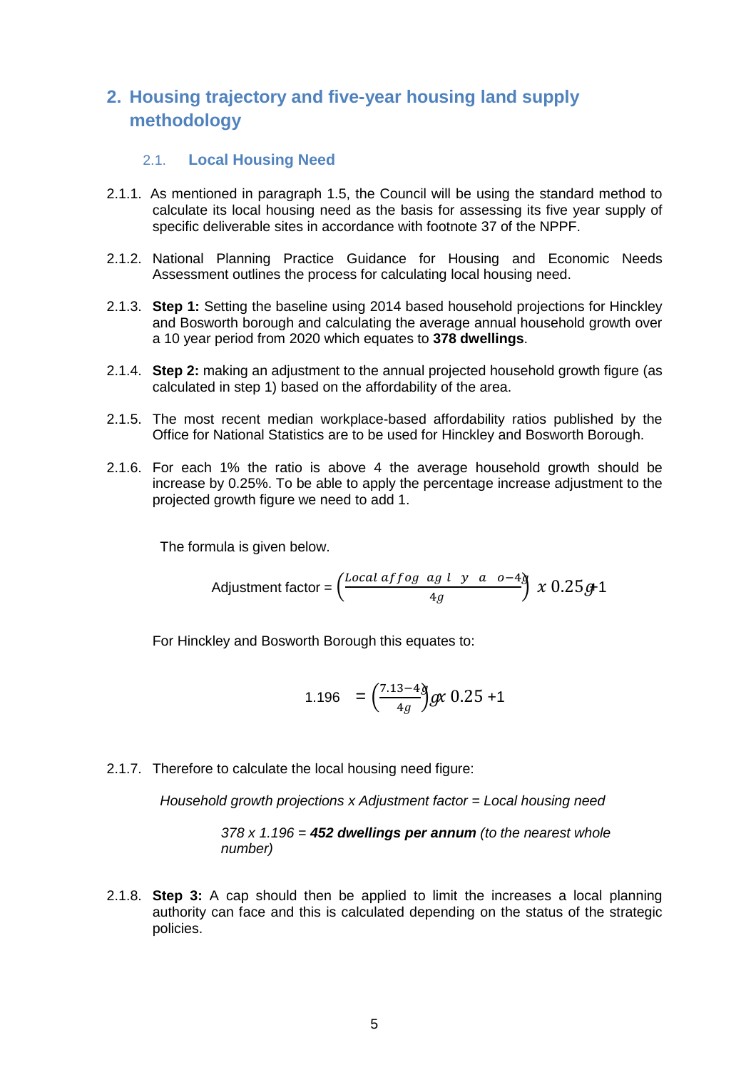## 2. Housing trajectory and five-year housing land supply methodology

### 2.1. Local Housing Need

2.1.1. As mentioned in paragraph 1.5, the Council will be using the standard method to calculate its local housing need as the basis for assessing its five year supply of specific deliverable sites in accordance with footnote 37 of the NPPF.

2.1.2. National Planning Practice Guidance for Housing and Economic Needs Assessment outlines the process for calculating local housing need.

2.1.3. **Step 1:** Setting the baseline using 2014 based household projections for Hinckley and Bosworth borough and calculating the average annual household growth over a 10 year period from 2020 which equates to **378 dwellings**.

2.1.4. **Step 2:** making an adjustment to the annual projected household growth figure (as calculated in step 1) based on the affordability of the area.

2.1.5. The most recent median workplace-based affordability ratios published by the Office for National Statistics are to be used for Hinckley and Bosworth Borough.

2.1.6. For each 1% the ratio is above 4 the average household growth should be increase by 0.25%. To be able to apply the percentage increase adjustment to the projected growth figure we need to add 1.

The formula is given below.

$$\text{Adjustment factor} = \left(\frac{\text{Local affordability ratio} - 4}{4}\right) x\ 0.25 + 1$$

For Hinckley and Bosworth Borough this equates to:

$$1.196 = \left(\frac{7.13 - 4}{4}\right) x\ 0.25 + 1$$

2.1.7. Therefore to calculate the local housing need figure:

*Household growth projections x Adjustment factor = Local housing need*

*378 x 1.196 =* ***452 dwellings per annum*** *(to the nearest whole number)*

2.1.8. **Step 3:** A cap should then be applied to limit the increases a local planning authority can face and this is calculated depending on the status of the strategic policies.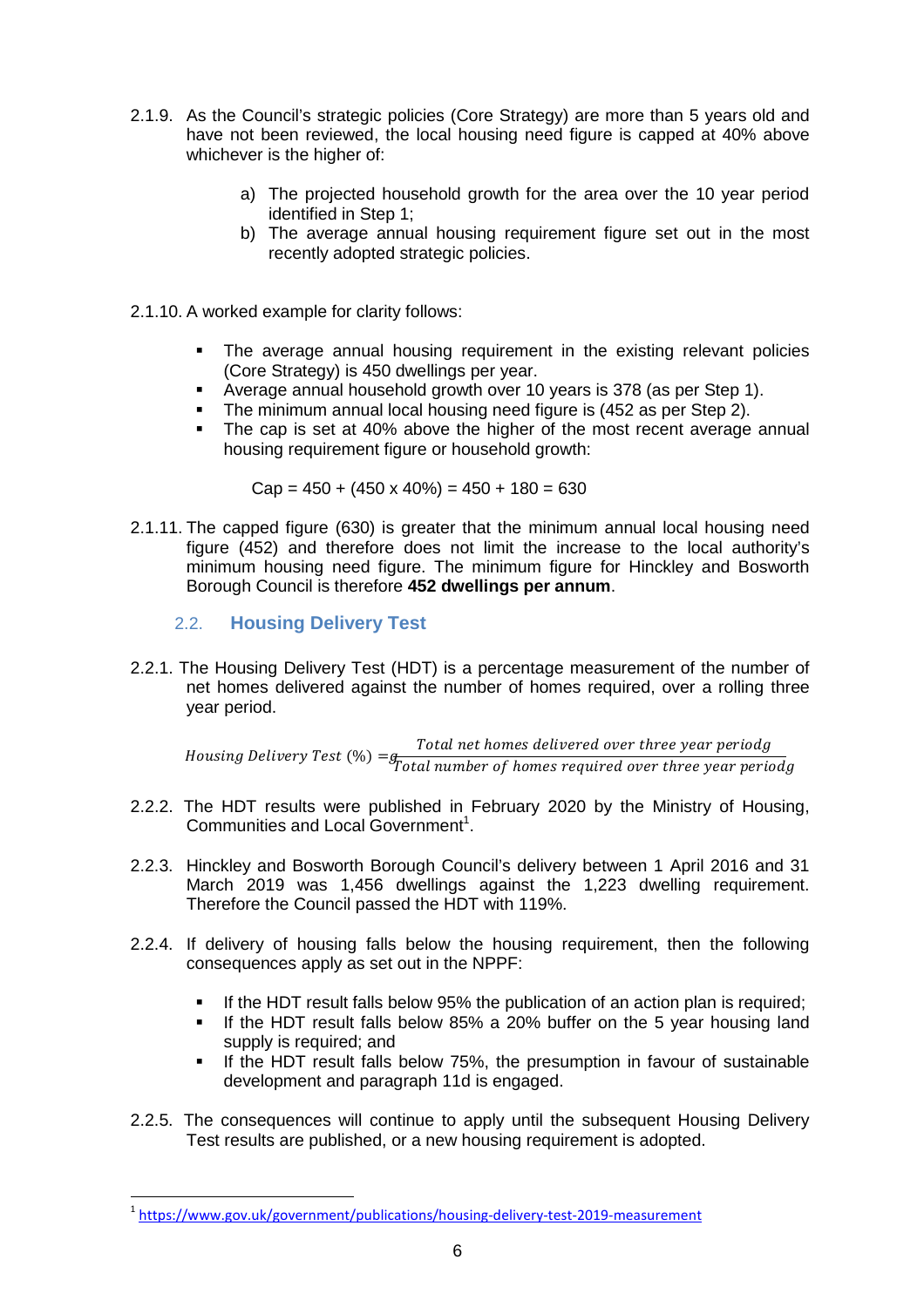2.1.9. As the Council's strategic policies (Core Strategy) are more than 5 years old and have not been reviewed, the local housing need figure is capped at 40% above whichever is the higher of:

a) The projected household growth for the area over the 10 year period identified in Step 1;
b) The average annual housing requirement figure set out in the most recently adopted strategic policies.

2.1.10. A worked example for clarity follows:

- The average annual housing requirement in the existing relevant policies (Core Strategy) is 450 dwellings per year.
- Average annual household growth over 10 years is 378 (as per Step 1).
- The minimum annual local housing need figure is (452 as per Step 2).
- The cap is set at 40% above the higher of the most recent average annual housing requirement figure or household growth:

  Cap = 450 + (450 x 40%) = 450 + 180 = 630

2.1.11. The capped figure (630) is greater that the minimum annual local housing need figure (452) and therefore does not limit the increase to the local authority's minimum housing need figure. The minimum figure for Hinckley and Bosworth Borough Council is therefore **452 dwellings per annum**.

## 2.2. Housing Delivery Test

2.2.1. The Housing Delivery Test (HDT) is a percentage measurement of the number of net homes delivered against the number of homes required, over a rolling three year period.

$$Housing\ Delivery\ Test\ (\%) = \frac{Total\ net\ homes\ delivered\ over\ three\ year\ period}{Total\ number\ of\ homes\ required\ over\ three\ year\ period}$$

2.2.2. The HDT results were published in February 2020 by the Ministry of Housing, Communities and Local Government[1].

2.2.3. Hinckley and Bosworth Borough Council's delivery between 1 April 2016 and 31 March 2019 was 1,456 dwellings against the 1,223 dwelling requirement. Therefore the Council passed the HDT with 119%.

2.2.4. If delivery of housing falls below the housing requirement, then the following consequences apply as set out in the NPPF:

- If the HDT result falls below 95% the publication of an action plan is required;
- If the HDT result falls below 85% a 20% buffer on the 5 year housing land supply is required; and
- If the HDT result falls below 75%, the presumption in favour of sustainable development and paragraph 11d is engaged.

2.2.5. The consequences will continue to apply until the subsequent Housing Delivery Test results are published, or a new housing requirement is adopted.

---

[1] https://www.gov.uk/government/publications/housing-delivery-test-2019-measurement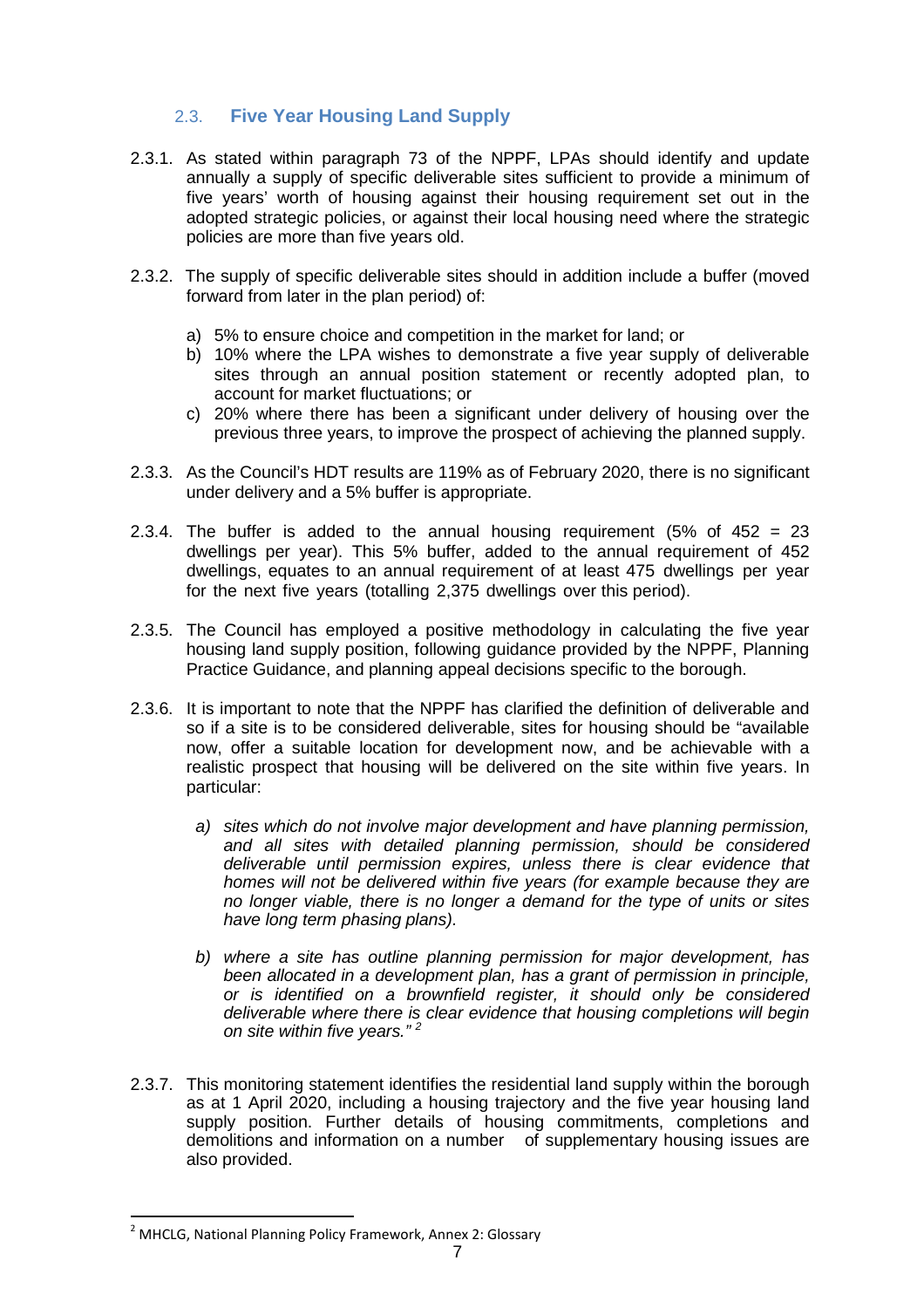## 2.3. Five Year Housing Land Supply

2.3.1. As stated within paragraph 73 of the NPPF, LPAs should identify and update annually a supply of specific deliverable sites sufficient to provide a minimum of five years' worth of housing against their housing requirement set out in the adopted strategic policies, or against their local housing need where the strategic policies are more than five years old.

2.3.2. The supply of specific deliverable sites should in addition include a buffer (moved forward from later in the plan period) of:

a) 5% to ensure choice and competition in the market for land; or
b) 10% where the LPA wishes to demonstrate a five year supply of deliverable sites through an annual position statement or recently adopted plan, to account for market fluctuations; or
c) 20% where there has been a significant under delivery of housing over the previous three years, to improve the prospect of achieving the planned supply.

2.3.3. As the Council's HDT results are 119% as of February 2020, there is no significant under delivery and a 5% buffer is appropriate.

2.3.4. The buffer is added to the annual housing requirement (5% of 452 = 23 dwellings per year). This 5% buffer, added to the annual requirement of 452 dwellings, equates to an annual requirement of at least 475 dwellings per year for the next five years (totalling 2,375 dwellings over this period).

2.3.5. The Council has employed a positive methodology in calculating the five year housing land supply position, following guidance provided by the NPPF, Planning Practice Guidance, and planning appeal decisions specific to the borough.

2.3.6. It is important to note that the NPPF has clarified the definition of deliverable and so if a site is to be considered deliverable, sites for housing should be "available now, offer a suitable location for development now, and be achievable with a realistic prospect that housing will be delivered on the site within five years. In particular:

*a) sites which do not involve major development and have planning permission, and all sites with detailed planning permission, should be considered deliverable until permission expires, unless there is clear evidence that homes will not be delivered within five years (for example because they are no longer viable, there is no longer a demand for the type of units or sites have long term phasing plans).*

*b) where a site has outline planning permission for major development, has been allocated in a development plan, has a grant of permission in principle, or is identified on a brownfield register, it should only be considered deliverable where there is clear evidence that housing completions will begin on site within five years."* [2]

2.3.7. This monitoring statement identifies the residential land supply within the borough as at 1 April 2020, including a housing trajectory and the five year housing land supply position. Further details of housing commitments, completions and demolitions and information on a number of supplementary housing issues are also provided.

---

[2] MHCLG, National Planning Policy Framework, Annex 2: Glossary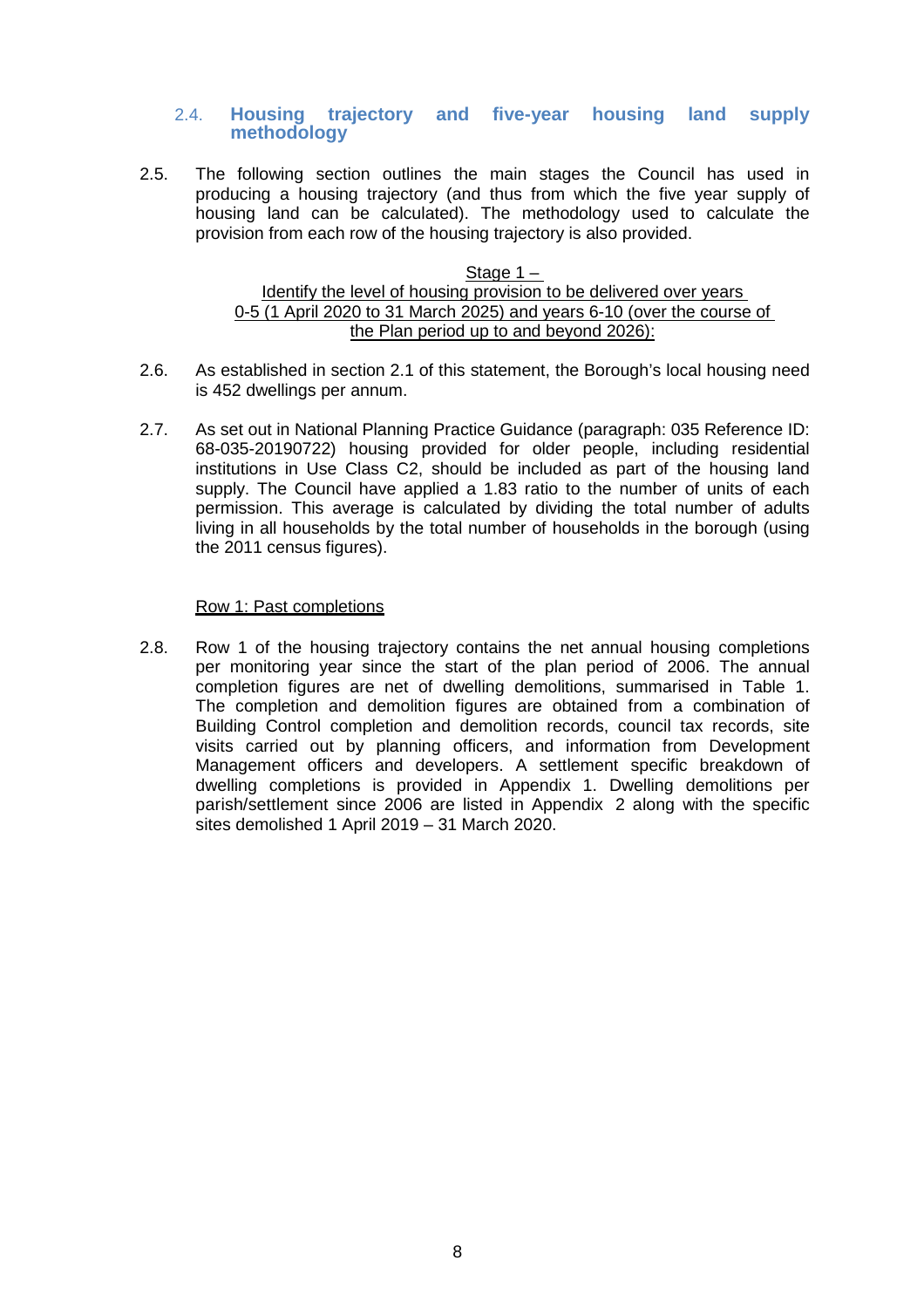## 2.4. Housing trajectory and five-year housing land supply methodology

2.5. The following section outlines the main stages the Council has used in producing a housing trajectory (and thus from which the five year supply of housing land can be calculated). The methodology used to calculate the provision from each row of the housing trajectory is also provided.

<u>Stage 1 –</u>
<u>Identify the level of housing provision to be delivered over years 0-5 (1 April 2020 to 31 March 2025) and years 6-10 (over the course of the Plan period up to and beyond 2026):</u>

2.6. As established in section 2.1 of this statement, the Borough's local housing need is 452 dwellings per annum.

2.7. As set out in National Planning Practice Guidance (paragraph: 035 Reference ID: 68-035-20190722) housing provided for older people, including residential institutions in Use Class C2, should be included as part of the housing land supply. The Council have applied a 1.83 ratio to the number of units of each permission. This average is calculated by dividing the total number of adults living in all households by the total number of households in the borough (using the 2011 census figures).

<u>Row 1: Past completions</u>

2.8. Row 1 of the housing trajectory contains the net annual housing completions per monitoring year since the start of the plan period of 2006. The annual completion figures are net of dwelling demolitions, summarised in Table 1. The completion and demolition figures are obtained from a combination of Building Control completion and demolition records, council tax records, site visits carried out by planning officers, and information from Development Management officers and developers. A settlement specific breakdown of dwelling completions is provided in Appendix 1. Dwelling demolitions per parish/settlement since 2006 are listed in Appendix 2 along with the specific sites demolished 1 April 2019 – 31 March 2020.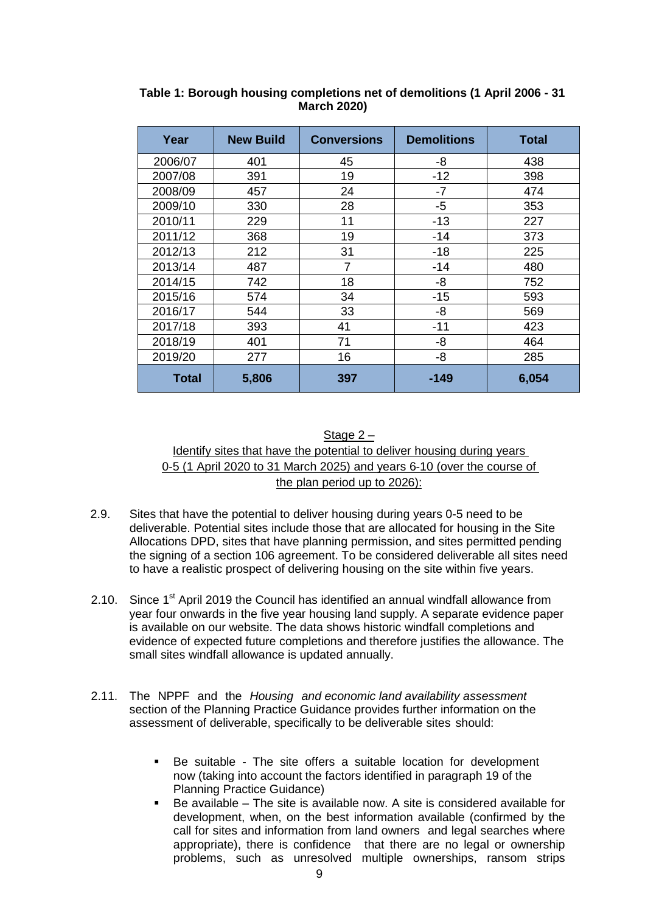**Table 1: Borough housing completions net of demolitions (1 April 2006 - 31 March 2020)**

| Year | New Build | Conversions | Demolitions | Total |
|---|---|---|---|---|
| 2006/07 | 401 | 45 | -8 | 438 |
| 2007/08 | 391 | 19 | -12 | 398 |
| 2008/09 | 457 | 24 | -7 | 474 |
| 2009/10 | 330 | 28 | -5 | 353 |
| 2010/11 | 229 | 11 | -13 | 227 |
| 2011/12 | 368 | 19 | -14 | 373 |
| 2012/13 | 212 | 31 | -18 | 225 |
| 2013/14 | 487 | 7 | -14 | 480 |
| 2014/15 | 742 | 18 | -8 | 752 |
| 2015/16 | 574 | 34 | -15 | 593 |
| 2016/17 | 544 | 33 | -8 | 569 |
| 2017/18 | 393 | 41 | -11 | 423 |
| 2018/19 | 401 | 71 | -8 | 464 |
| 2019/20 | 277 | 16 | -8 | 285 |
| **Total** | **5,806** | **397** | **-149** | **6,054** |

Stage 2 –
Identify sites that have the potential to deliver housing during years 0-5 (1 April 2020 to 31 March 2025) and years 6-10 (over the course of the plan period up to 2026):

2.9. Sites that have the potential to deliver housing during years 0-5 need to be deliverable. Potential sites include those that are allocated for housing in the Site Allocations DPD, sites that have planning permission, and sites permitted pending the signing of a section 106 agreement. To be considered deliverable all sites need to have a realistic prospect of delivering housing on the site within five years.

2.10. Since 1st April 2019 the Council has identified an annual windfall allowance from year four onwards in the five year housing land supply. A separate evidence paper is available on our website. The data shows historic windfall completions and evidence of expected future completions and therefore justifies the allowance. The small sites windfall allowance is updated annually.

2.11. The NPPF and the *Housing and economic land availability assessment* section of the Planning Practice Guidance provides further information on the assessment of deliverable, specifically to be deliverable sites should:

- Be suitable - The site offers a suitable location for development now (taking into account the factors identified in paragraph 19 of the Planning Practice Guidance)
- Be available – The site is available now. A site is considered available for development, when, on the best information available (confirmed by the call for sites and information from land owners and legal searches where appropriate), there is confidence that there are no legal or ownership problems, such as unresolved multiple ownerships, ransom strips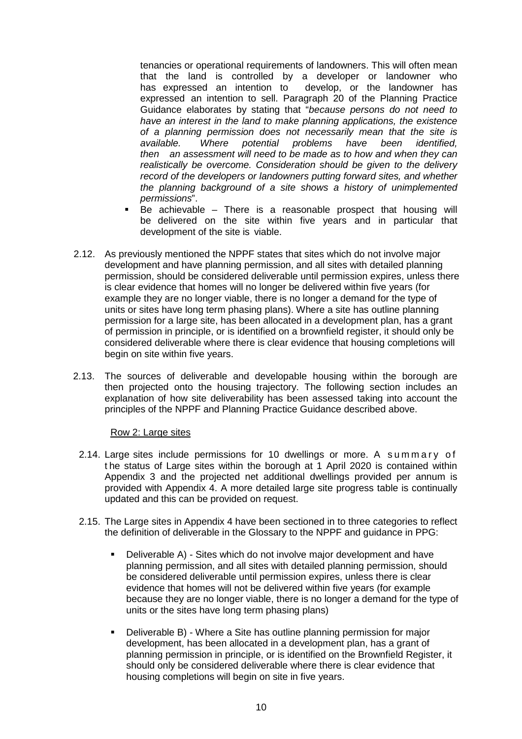tenancies or operational requirements of landowners. This will often mean that the land is controlled by a developer or landowner who has expressed an intention to develop, or the landowner has expressed an intention to sell. Paragraph 20 of the Planning Practice Guidance elaborates by stating that "*because persons do not need to have an interest in the land to make planning applications, the existence of a planning permission does not necessarily mean that the site is available. Where potential problems have been identified, then an assessment will need to be made as to how and when they can realistically be overcome. Consideration should be given to the delivery record of the developers or landowners putting forward sites, and whether the planning background of a site shows a history of unimplemented permissions*".

- Be achievable – There is a reasonable prospect that housing will be delivered on the site within five years and in particular that development of the site is viable.

2.12. As previously mentioned the NPPF states that sites which do not involve major development and have planning permission, and all sites with detailed planning permission, should be considered deliverable until permission expires, unless there is clear evidence that homes will no longer be delivered within five years (for example they are no longer viable, there is no longer a demand for the type of units or sites have long term phasing plans). Where a site has outline planning permission for a large site, has been allocated in a development plan, has a grant of permission in principle, or is identified on a brownfield register, it should only be considered deliverable where there is clear evidence that housing completions will begin on site within five years.

2.13. The sources of deliverable and developable housing within the borough are then projected onto the housing trajectory. The following section includes an explanation of how site deliverability has been assessed taking into account the principles of the NPPF and Planning Practice Guidance described above.

Row 2: Large sites

2.14. Large sites include permissions for 10 dwellings or more. A summary of the status of Large sites within the borough at 1 April 2020 is contained within Appendix 3 and the projected net additional dwellings provided per annum is provided with Appendix 4. A more detailed large site progress table is continually updated and this can be provided on request.

2.15. The Large sites in Appendix 4 have been sectioned in to three categories to reflect the definition of deliverable in the Glossary to the NPPF and guidance in PPG:

- Deliverable A) - Sites which do not involve major development and have planning permission, and all sites with detailed planning permission, should be considered deliverable until permission expires, unless there is clear evidence that homes will not be delivered within five years (for example because they are no longer viable, there is no longer a demand for the type of units or the sites have long term phasing plans)

- Deliverable B) - Where a Site has outline planning permission for major development, has been allocated in a development plan, has a grant of planning permission in principle, or is identified on the Brownfield Register, it should only be considered deliverable where there is clear evidence that housing completions will begin on site in five years.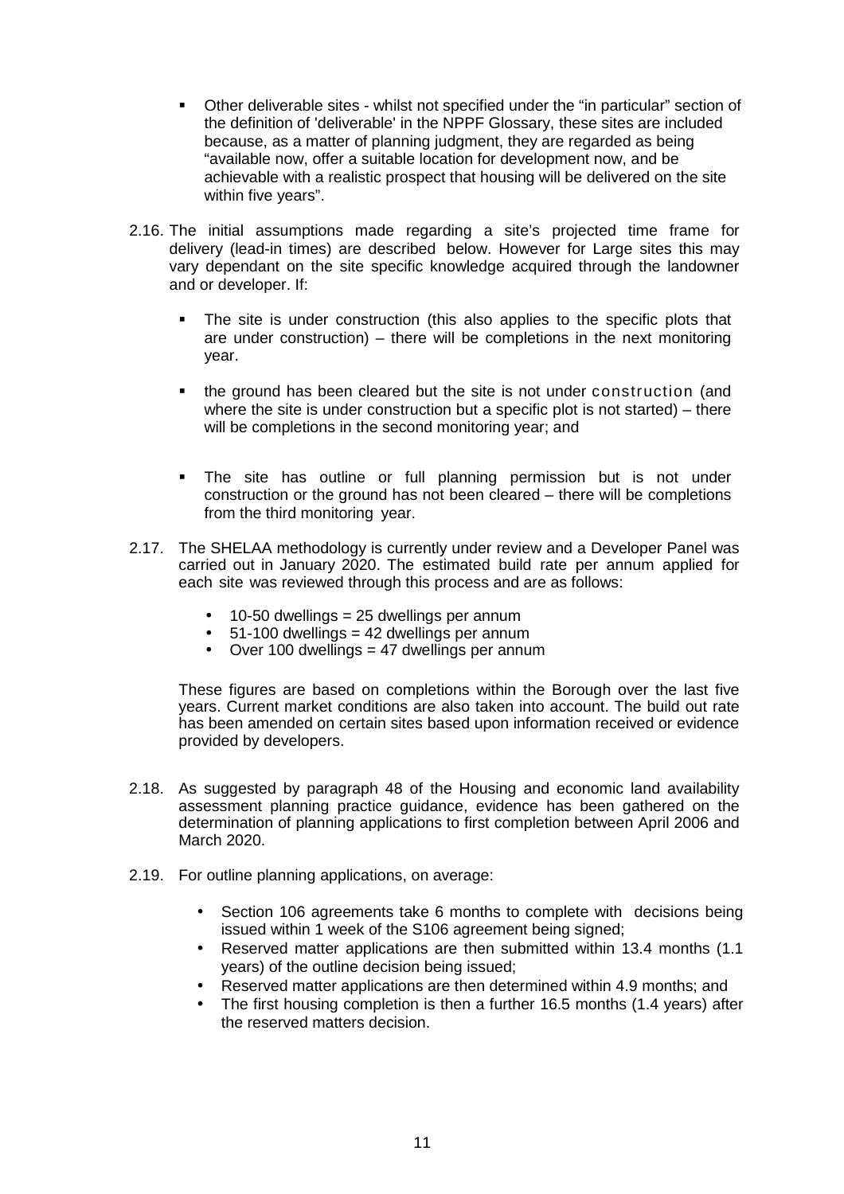- Other deliverable sites - whilst not specified under the "in particular" section of the definition of 'deliverable' in the NPPF Glossary, these sites are included because, as a matter of planning judgment, they are regarded as being "available now, offer a suitable location for development now, and be achievable with a realistic prospect that housing will be delivered on the site within five years".

2.16. The initial assumptions made regarding a site's projected time frame for delivery (lead-in times) are described below. However for Large sites this may vary dependant on the site specific knowledge acquired through the landowner and or developer. If:

- The site is under construction (this also applies to the specific plots that are under construction) – there will be completions in the next monitoring year.
- the ground has been cleared but the site is not under construction (and where the site is under construction but a specific plot is not started) – there will be completions in the second monitoring year; and
- The site has outline or full planning permission but is not under construction or the ground has not been cleared – there will be completions from the third monitoring year.

2.17. The SHELAA methodology is currently under review and a Developer Panel was carried out in January 2020. The estimated build rate per annum applied for each site was reviewed through this process and are as follows:

- 10-50 dwellings = 25 dwellings per annum
- 51-100 dwellings = 42 dwellings per annum
- Over 100 dwellings = 47 dwellings per annum

These figures are based on completions within the Borough over the last five years. Current market conditions are also taken into account. The build out rate has been amended on certain sites based upon information received or evidence provided by developers.

2.18. As suggested by paragraph 48 of the Housing and economic land availability assessment planning practice guidance, evidence has been gathered on the determination of planning applications to first completion between April 2006 and March 2020.

2.19. For outline planning applications, on average:

- Section 106 agreements take 6 months to complete with decisions being issued within 1 week of the S106 agreement being signed;
- Reserved matter applications are then submitted within 13.4 months (1.1 years) of the outline decision being issued;
- Reserved matter applications are then determined within 4.9 months; and
- The first housing completion is then a further 16.5 months (1.4 years) after the reserved matters decision.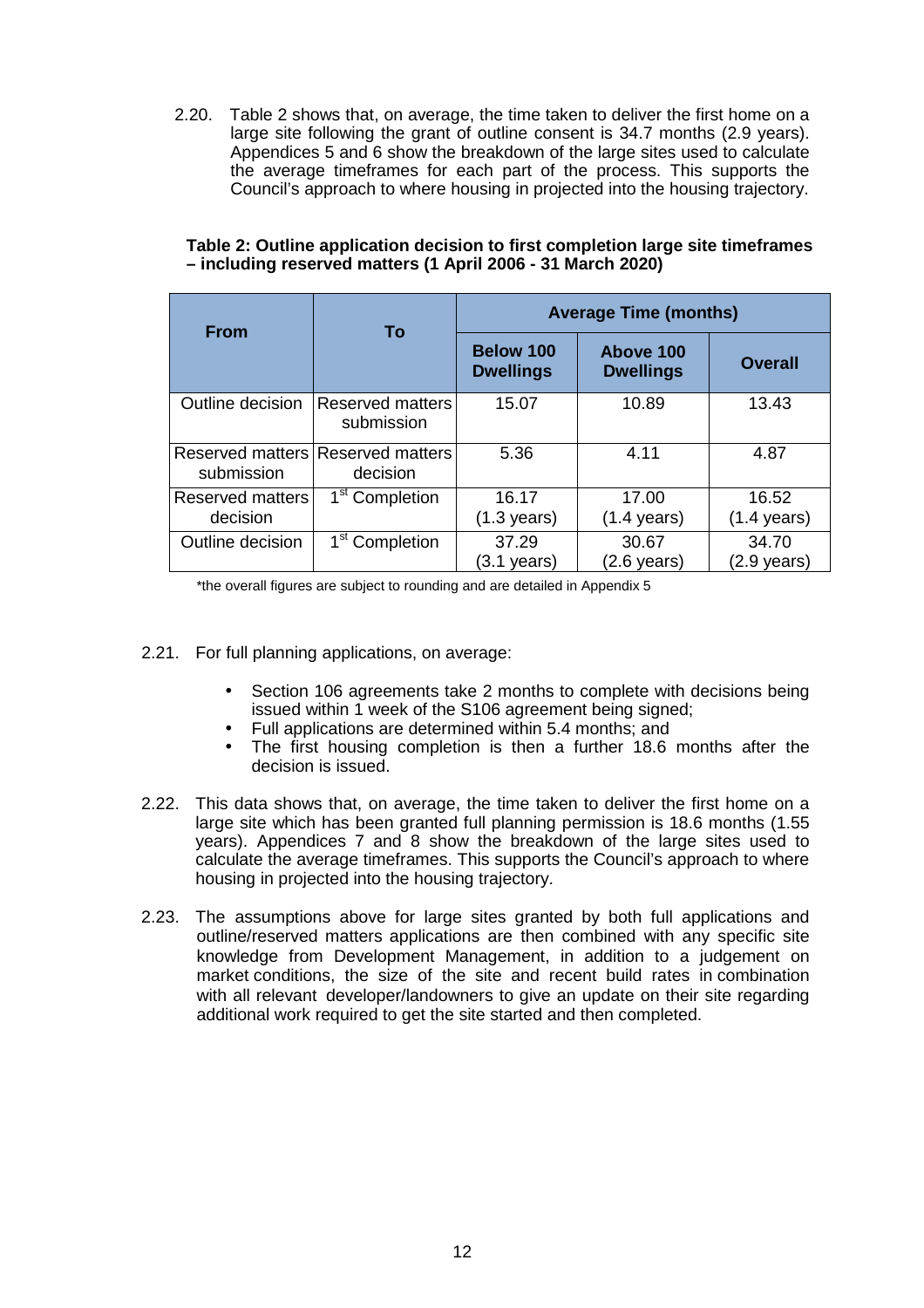2.20. Table 2 shows that, on average, the time taken to deliver the first home on a large site following the grant of outline consent is 34.7 months (2.9 years). Appendices 5 and 6 show the breakdown of the large sites used to calculate the average timeframes for each part of the process. This supports the Council's approach to where housing in projected into the housing trajectory.

**Table 2: Outline application decision to first completion large site timeframes – including reserved matters (1 April 2006 - 31 March 2020)**

| From | To | Average Time (months) | | |
|---|---|---|---|---|
| | | **Below 100 Dwellings** | **Above 100 Dwellings** | **Overall** |
| Outline decision | Reserved matters submission | 15.07 | 10.89 | 13.43 |
| Reserved matters submission | Reserved matters decision | 5.36 | 4.11 | 4.87 |
| Reserved matters decision | 1st Completion | 16.17 (1.3 years) | 17.00 (1.4 years) | 16.52 (1.4 years) |
| Outline decision | 1st Completion | 37.29 (3.1 years) | 30.67 (2.6 years) | 34.70 (2.9 years) |

*the overall figures are subject to rounding and are detailed in Appendix 5

2.21. For full planning applications, on average:

- Section 106 agreements take 2 months to complete with decisions being issued within 1 week of the S106 agreement being signed;
- Full applications are determined within 5.4 months; and
- The first housing completion is then a further 18.6 months after the decision is issued.

2.22. This data shows that, on average, the time taken to deliver the first home on a large site which has been granted full planning permission is 18.6 months (1.55 years). Appendices 7 and 8 show the breakdown of the large sites used to calculate the average timeframes. This supports the Council's approach to where housing in projected into the housing trajectory.

2.23. The assumptions above for large sites granted by both full applications and outline/reserved matters applications are then combined with any specific site knowledge from Development Management, in addition to a judgement on market conditions, the size of the site and recent build rates in combination with all relevant developer/landowners to give an update on their site regarding additional work required to get the site started and then completed.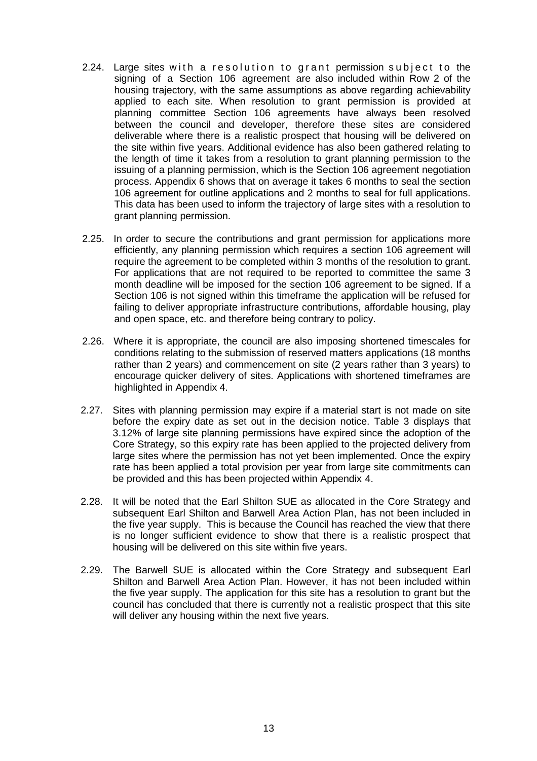2.24. Large sites with a resolution to grant permission subject to the signing of a Section 106 agreement are also included within Row 2 of the housing trajectory, with the same assumptions as above regarding achievability applied to each site. When resolution to grant permission is provided at planning committee Section 106 agreements have always been resolved between the council and developer, therefore these sites are considered deliverable where there is a realistic prospect that housing will be delivered on the site within five years. Additional evidence has also been gathered relating to the length of time it takes from a resolution to grant planning permission to the issuing of a planning permission, which is the Section 106 agreement negotiation process. Appendix 6 shows that on average it takes 6 months to seal the section 106 agreement for outline applications and 2 months to seal for full applications. This data has been used to inform the trajectory of large sites with a resolution to grant planning permission.

2.25. In order to secure the contributions and grant permission for applications more efficiently, any planning permission which requires a section 106 agreement will require the agreement to be completed within 3 months of the resolution to grant. For applications that are not required to be reported to committee the same 3 month deadline will be imposed for the section 106 agreement to be signed. If a Section 106 is not signed within this timeframe the application will be refused for failing to deliver appropriate infrastructure contributions, affordable housing, play and open space, etc. and therefore being contrary to policy.

2.26. Where it is appropriate, the council are also imposing shortened timescales for conditions relating to the submission of reserved matters applications (18 months rather than 2 years) and commencement on site (2 years rather than 3 years) to encourage quicker delivery of sites. Applications with shortened timeframes are highlighted in Appendix 4.

2.27. Sites with planning permission may expire if a material start is not made on site before the expiry date as set out in the decision notice. Table 3 displays that 3.12% of large site planning permissions have expired since the adoption of the Core Strategy, so this expiry rate has been applied to the projected delivery from large sites where the permission has not yet been implemented. Once the expiry rate has been applied a total provision per year from large site commitments can be provided and this has been projected within Appendix 4.

2.28. It will be noted that the Earl Shilton SUE as allocated in the Core Strategy and subsequent Earl Shilton and Barwell Area Action Plan, has not been included in the five year supply. This is because the Council has reached the view that there is no longer sufficient evidence to show that there is a realistic prospect that housing will be delivered on this site within five years.

2.29. The Barwell SUE is allocated within the Core Strategy and subsequent Earl Shilton and Barwell Area Action Plan. However, it has not been included within the five year supply. The application for this site has a resolution to grant but the council has concluded that there is currently not a realistic prospect that this site will deliver any housing within the next five years.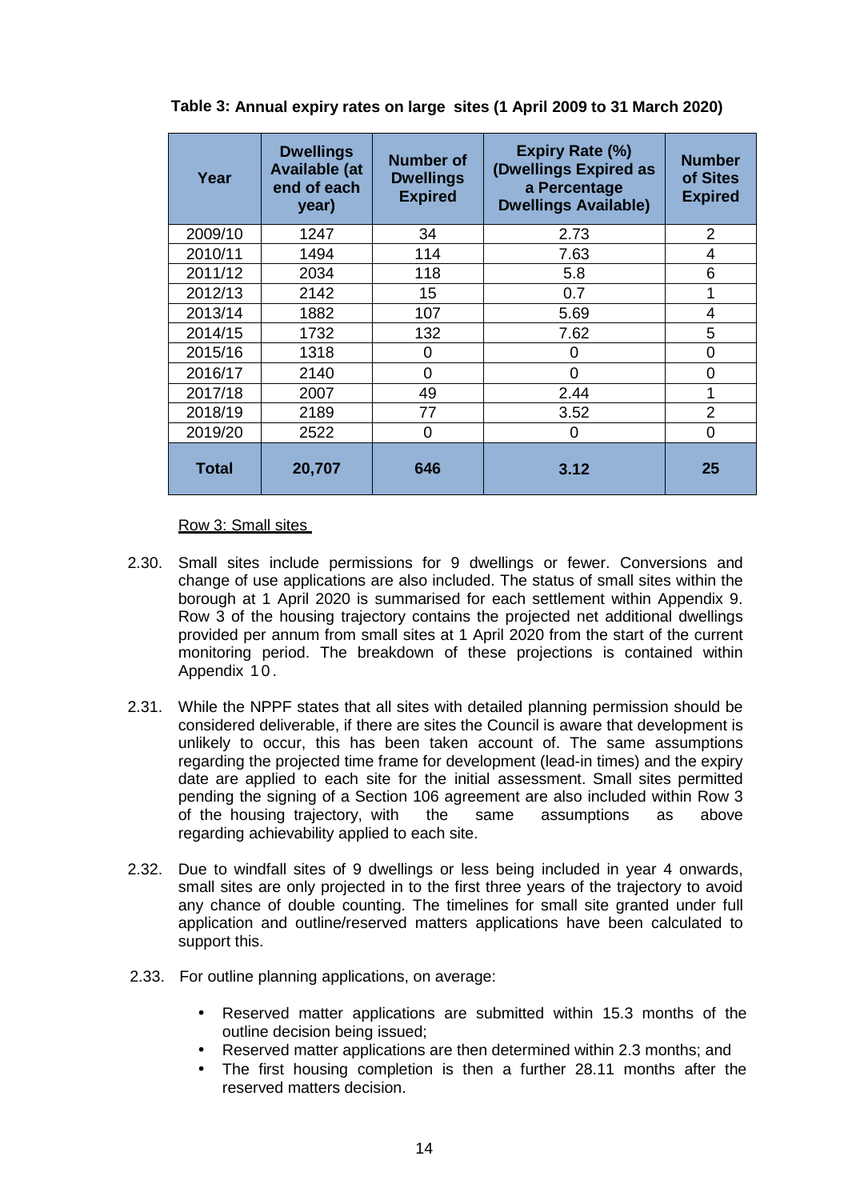**Table 3: Annual expiry rates on large sites (1 April 2009 to 31 March 2020)**

| Year | Dwellings Available (at end of each year) | Number of Dwellings Expired | Expiry Rate (%) (Dwellings Expired as a Percentage Dwellings Available) | Number of Sites Expired |
|---|---|---|---|---|
| 2009/10 | 1247 | 34 | 2.73 | 2 |
| 2010/11 | 1494 | 114 | 7.63 | 4 |
| 2011/12 | 2034 | 118 | 5.8 | 6 |
| 2012/13 | 2142 | 15 | 0.7 | 1 |
| 2013/14 | 1882 | 107 | 5.69 | 4 |
| 2014/15 | 1732 | 132 | 7.62 | 5 |
| 2015/16 | 1318 | 0 | 0 | 0 |
| 2016/17 | 2140 | 0 | 0 | 0 |
| 2017/18 | 2007 | 49 | 2.44 | 1 |
| 2018/19 | 2189 | 77 | 3.52 | 2 |
| 2019/20 | 2522 | 0 | 0 | 0 |
| **Total** | **20,707** | **646** | **3.12** | **25** |

Row 3: Small sites

2.30. Small sites include permissions for 9 dwellings or fewer. Conversions and change of use applications are also included. The status of small sites within the borough at 1 April 2020 is summarised for each settlement within Appendix 9. Row 3 of the housing trajectory contains the projected net additional dwellings provided per annum from small sites at 1 April 2020 from the start of the current monitoring period. The breakdown of these projections is contained within Appendix 10.

2.31. While the NPPF states that all sites with detailed planning permission should be considered deliverable, if there are sites the Council is aware that development is unlikely to occur, this has been taken account of. The same assumptions regarding the projected time frame for development (lead-in times) and the expiry date are applied to each site for the initial assessment. Small sites permitted pending the signing of a Section 106 agreement are also included within Row 3 of the housing trajectory, with the same assumptions as above regarding achievability applied to each site.

2.32. Due to windfall sites of 9 dwellings or less being included in year 4 onwards, small sites are only projected in to the first three years of the trajectory to avoid any chance of double counting. The timelines for small site granted under full application and outline/reserved matters applications have been calculated to support this.

2.33. For outline planning applications, on average:

- Reserved matter applications are submitted within 15.3 months of the outline decision being issued;
- Reserved matter applications are then determined within 2.3 months; and
- The first housing completion is then a further 28.11 months after the reserved matters decision.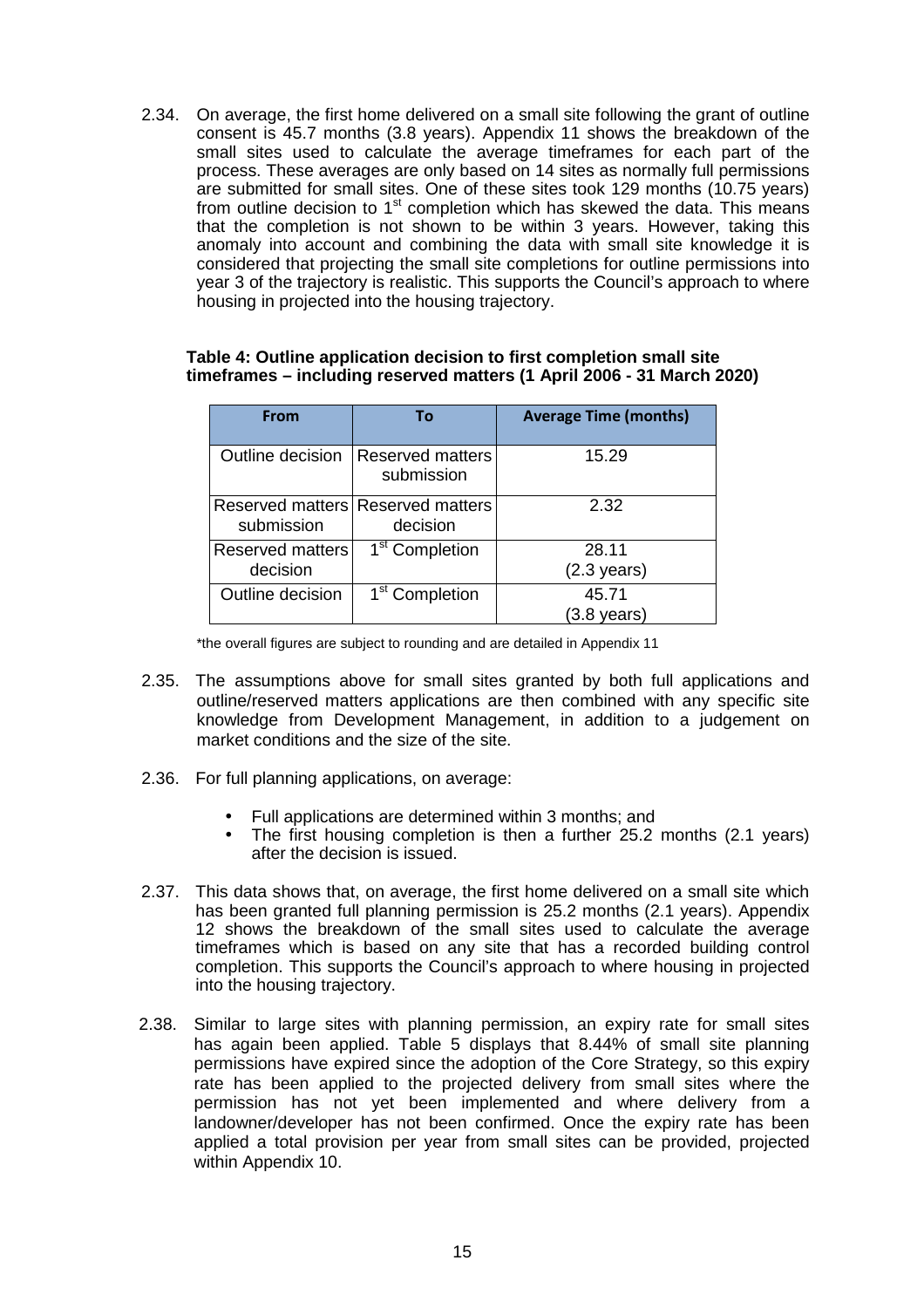2.34. On average, the first home delivered on a small site following the grant of outline consent is 45.7 months (3.8 years). Appendix 11 shows the breakdown of the small sites used to calculate the average timeframes for each part of the process. These averages are only based on 14 sites as normally full permissions are submitted for small sites. One of these sites took 129 months (10.75 years) from outline decision to 1st completion which has skewed the data. This means that the completion is not shown to be within 3 years. However, taking this anomaly into account and combining the data with small site knowledge it is considered that projecting the small site completions for outline permissions into year 3 of the trajectory is realistic. This supports the Council's approach to where housing in projected into the housing trajectory.

**Table 4: Outline application decision to first completion small site timeframes – including reserved matters (1 April 2006 - 31 March 2020)**

| From | To | Average Time (months) |
|---|---|---|
| Outline decision | Reserved matters submission | 15.29 |
| Reserved matters submission | Reserved matters decision | 2.32 |
| Reserved matters decision | 1st Completion | 28.11 (2.3 years) |
| Outline decision | 1st Completion | 45.71 (3.8 years) |

*the overall figures are subject to rounding and are detailed in Appendix 11

2.35. The assumptions above for small sites granted by both full applications and outline/reserved matters applications are then combined with any specific site knowledge from Development Management, in addition to a judgement on market conditions and the size of the site.

2.36. For full planning applications, on average:

- Full applications are determined within 3 months; and
- The first housing completion is then a further 25.2 months (2.1 years) after the decision is issued.

2.37. This data shows that, on average, the first home delivered on a small site which has been granted full planning permission is 25.2 months (2.1 years). Appendix 12 shows the breakdown of the small sites used to calculate the average timeframes which is based on any site that has a recorded building control completion. This supports the Council's approach to where housing in projected into the housing trajectory.

2.38. Similar to large sites with planning permission, an expiry rate for small sites has again been applied. Table 5 displays that 8.44% of small site planning permissions have expired since the adoption of the Core Strategy, so this expiry rate has been applied to the projected delivery from small sites where the permission has not yet been implemented and where delivery from a landowner/developer has not been confirmed. Once the expiry rate has been applied a total provision per year from small sites can be provided, projected within Appendix 10.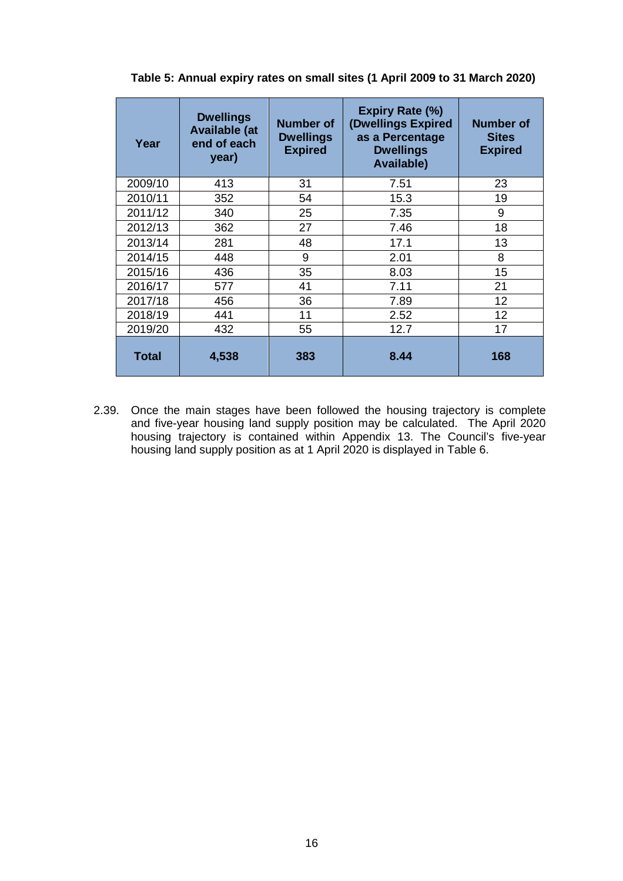**Table 5: Annual expiry rates on small sites (1 April 2009 to 31 March 2020)**

| Year | Dwellings Available (at end of each year) | Number of Dwellings Expired | Expiry Rate (%) (Dwellings Expired as a Percentage Dwellings Available) | Number of Sites Expired |
|---|---|---|---|---|
| 2009/10 | 413 | 31 | 7.51 | 23 |
| 2010/11 | 352 | 54 | 15.3 | 19 |
| 2011/12 | 340 | 25 | 7.35 | 9 |
| 2012/13 | 362 | 27 | 7.46 | 18 |
| 2013/14 | 281 | 48 | 17.1 | 13 |
| 2014/15 | 448 | 9 | 2.01 | 8 |
| 2015/16 | 436 | 35 | 8.03 | 15 |
| 2016/17 | 577 | 41 | 7.11 | 21 |
| 2017/18 | 456 | 36 | 7.89 | 12 |
| 2018/19 | 441 | 11 | 2.52 | 12 |
| 2019/20 | 432 | 55 | 12.7 | 17 |
| **Total** | **4,538** | **383** | **8.44** | **168** |

2.39. Once the main stages have been followed the housing trajectory is complete and five-year housing land supply position may be calculated. The April 2020 housing trajectory is contained within Appendix 13. The Council's five-year housing land supply position as at 1 April 2020 is displayed in Table 6.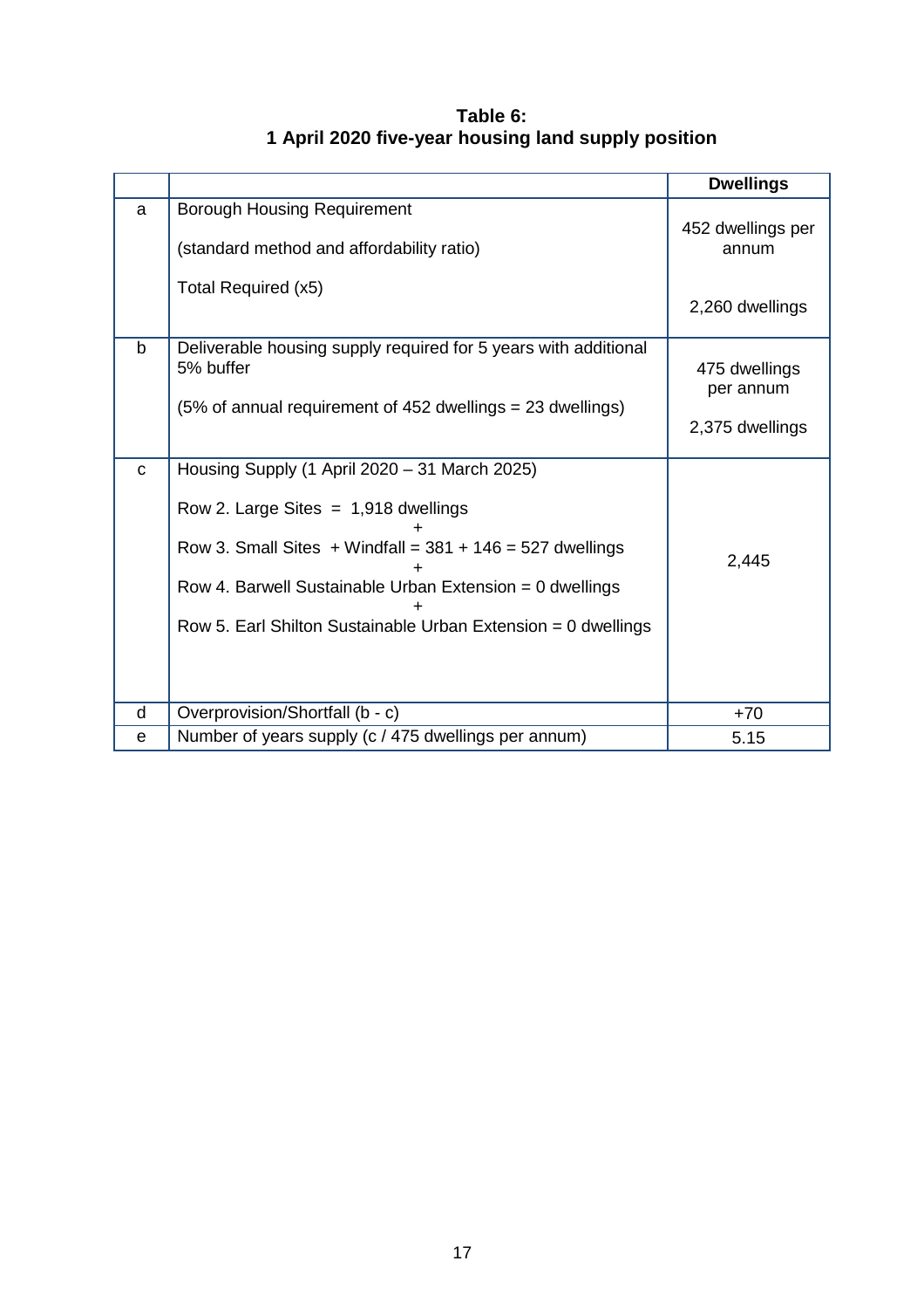**Table 6:**
**1 April 2020 five-year housing land supply position**

| | | **Dwellings** |
|---|---|---|
| a | Borough Housing Requirement<br><br>(standard method and affordability ratio)<br><br>Total Required (x5) | 452 dwellings per annum<br><br>2,260 dwellings |
| b | Deliverable housing supply required for 5 years with additional 5% buffer<br><br>(5% of annual requirement of 452 dwellings = 23 dwellings) | 475 dwellings per annum<br><br>2,375 dwellings |
| c | Housing Supply (1 April 2020 – 31 March 2025)<br><br>Row 2. Large Sites = 1,918 dwellings<br>+<br>Row 3. Small Sites + Windfall = 381 + 146 = 527 dwellings<br>+<br>Row 4. Barwell Sustainable Urban Extension = 0 dwellings<br>+<br>Row 5. Earl Shilton Sustainable Urban Extension = 0 dwellings | 2,445 |
| d | Overprovision/Shortfall (b - c) | +70 |
| e | Number of years supply (c / 475 dwellings per annum) | 5.15 |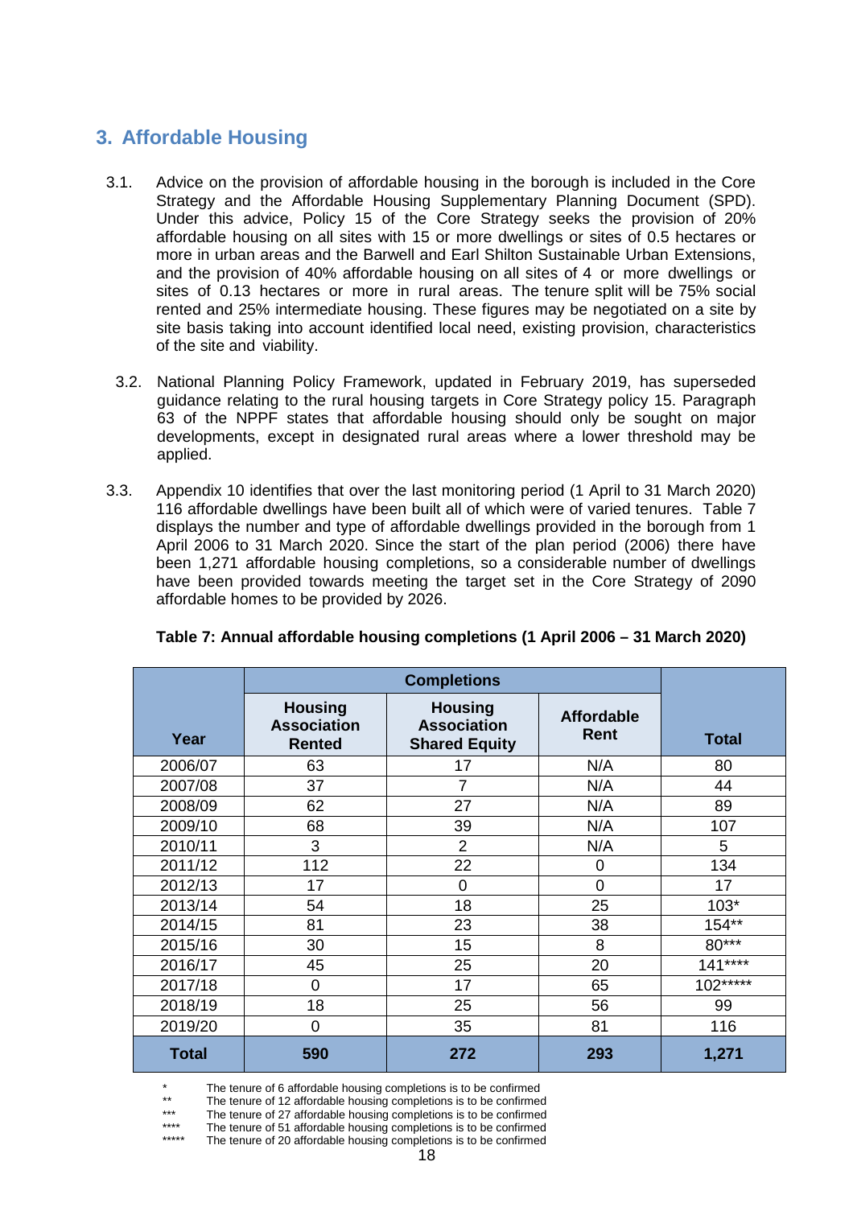## 3. Affordable Housing

3.1. Advice on the provision of affordable housing in the borough is included in the Core Strategy and the Affordable Housing Supplementary Planning Document (SPD). Under this advice, Policy 15 of the Core Strategy seeks the provision of 20% affordable housing on all sites with 15 or more dwellings or sites of 0.5 hectares or more in urban areas and the Barwell and Earl Shilton Sustainable Urban Extensions, and the provision of 40% affordable housing on all sites of 4 or more dwellings or sites of 0.13 hectares or more in rural areas. The tenure split will be 75% social rented and 25% intermediate housing. These figures may be negotiated on a site by site basis taking into account identified local need, existing provision, characteristics of the site and viability.

3.2. National Planning Policy Framework, updated in February 2019, has superseded guidance relating to the rural housing targets in Core Strategy policy 15. Paragraph 63 of the NPPF states that affordable housing should only be sought on major developments, except in designated rural areas where a lower threshold may be applied.

3.3. Appendix 10 identifies that over the last monitoring period (1 April to 31 March 2020) 116 affordable dwellings have been built all of which were of varied tenures. Table 7 displays the number and type of affordable dwellings provided in the borough from 1 April 2006 to 31 March 2020. Since the start of the plan period (2006) there have been 1,271 affordable housing completions, so a considerable number of dwellings have been provided towards meeting the target set in the Core Strategy of 2090 affordable homes to be provided by 2026.

**Table 7: Annual affordable housing completions (1 April 2006 – 31 March 2020)**

| Year | Completions | | | Total |
|---|---|---|---|---|
| | Housing Association Rented | Housing Association Shared Equity | Affordable Rent | |
| 2006/07 | 63 | 17 | N/A | 80 |
| 2007/08 | 37 | 7 | N/A | 44 |
| 2008/09 | 62 | 27 | N/A | 89 |
| 2009/10 | 68 | 39 | N/A | 107 |
| 2010/11 | 3 | 2 | N/A | 5 |
| 2011/12 | 112 | 22 | 0 | 134 |
| 2012/13 | 17 | 0 | 0 | 17 |
| 2013/14 | 54 | 18 | 25 | 103* |
| 2014/15 | 81 | 23 | 38 | 154** |
| 2015/16 | 30 | 15 | 8 | 80*** |
| 2016/17 | 45 | 25 | 20 | 141**** |
| 2017/18 | 0 | 17 | 65 | 102***** |
| 2018/19 | 18 | 25 | 56 | 99 |
| 2019/20 | 0 | 35 | 81 | 116 |
| **Total** | **590** | **272** | **293** | **1,271** |

\* The tenure of 6 affordable housing completions is to be confirmed
** The tenure of 12 affordable housing completions is to be confirmed
*** The tenure of 27 affordable housing completions is to be confirmed
**** The tenure of 51 affordable housing completions is to be confirmed
***** The tenure of 20 affordable housing completions is to be confirmed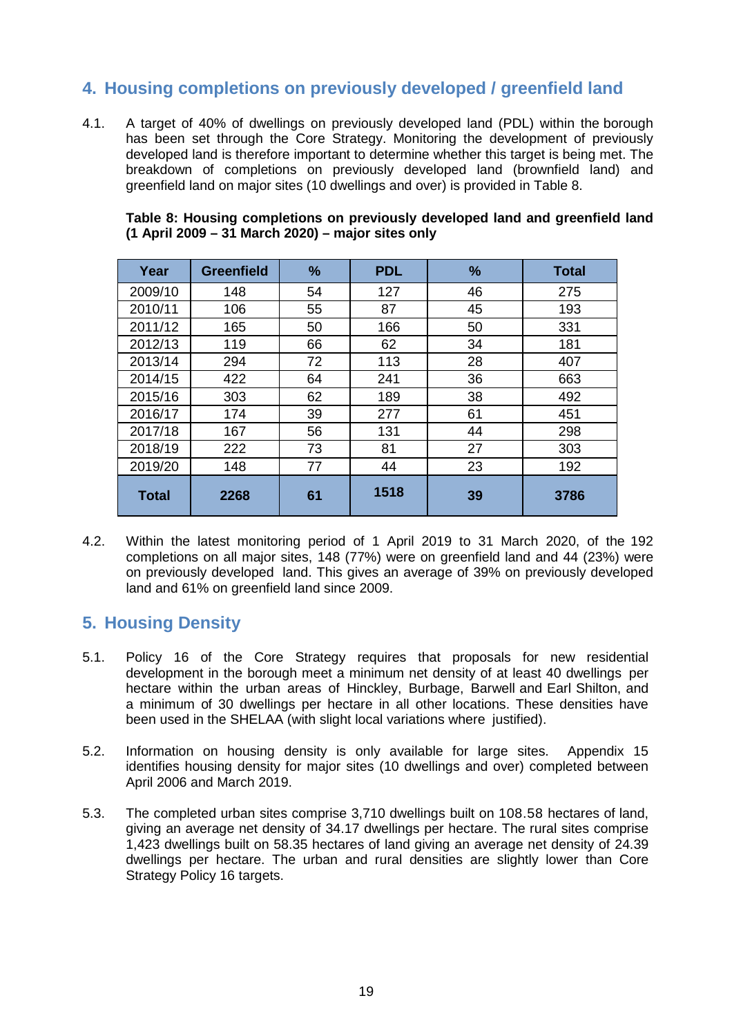## 4. Housing completions on previously developed / greenfield land

4.1. A target of 40% of dwellings on previously developed land (PDL) within the borough has been set through the Core Strategy. Monitoring the development of previously developed land is therefore important to determine whether this target is being met. The breakdown of completions on previously developed land (brownfield land) and greenfield land on major sites (10 dwellings and over) is provided in Table 8.

**Table 8: Housing completions on previously developed land and greenfield land (1 April 2009 – 31 March 2020) – major sites only**

| Year | Greenfield | % | PDL | % | Total |
|---|---|---|---|---|---|
| 2009/10 | 148 | 54 | 127 | 46 | 275 |
| 2010/11 | 106 | 55 | 87 | 45 | 193 |
| 2011/12 | 165 | 50 | 166 | 50 | 331 |
| 2012/13 | 119 | 66 | 62 | 34 | 181 |
| 2013/14 | 294 | 72 | 113 | 28 | 407 |
| 2014/15 | 422 | 64 | 241 | 36 | 663 |
| 2015/16 | 303 | 62 | 189 | 38 | 492 |
| 2016/17 | 174 | 39 | 277 | 61 | 451 |
| 2017/18 | 167 | 56 | 131 | 44 | 298 |
| 2018/19 | 222 | 73 | 81 | 27 | 303 |
| 2019/20 | 148 | 77 | 44 | 23 | 192 |
| **Total** | **2268** | **61** | **1518** | **39** | **3786** |

4.2. Within the latest monitoring period of 1 April 2019 to 31 March 2020, of the 192 completions on all major sites, 148 (77%) were on greenfield land and 44 (23%) were on previously developed land. This gives an average of 39% on previously developed land and 61% on greenfield land since 2009.

## 5. Housing Density

5.1. Policy 16 of the Core Strategy requires that proposals for new residential development in the borough meet a minimum net density of at least 40 dwellings per hectare within the urban areas of Hinckley, Burbage, Barwell and Earl Shilton, and a minimum of 30 dwellings per hectare in all other locations. These densities have been used in the SHELAA (with slight local variations where justified).

5.2. Information on housing density is only available for large sites. Appendix 15 identifies housing density for major sites (10 dwellings and over) completed between April 2006 and March 2019.

5.3. The completed urban sites comprise 3,710 dwellings built on 108.58 hectares of land, giving an average net density of 34.17 dwellings per hectare. The rural sites comprise 1,423 dwellings built on 58.35 hectares of land giving an average net density of 24.39 dwellings per hectare. The urban and rural densities are slightly lower than Core Strategy Policy 16 targets.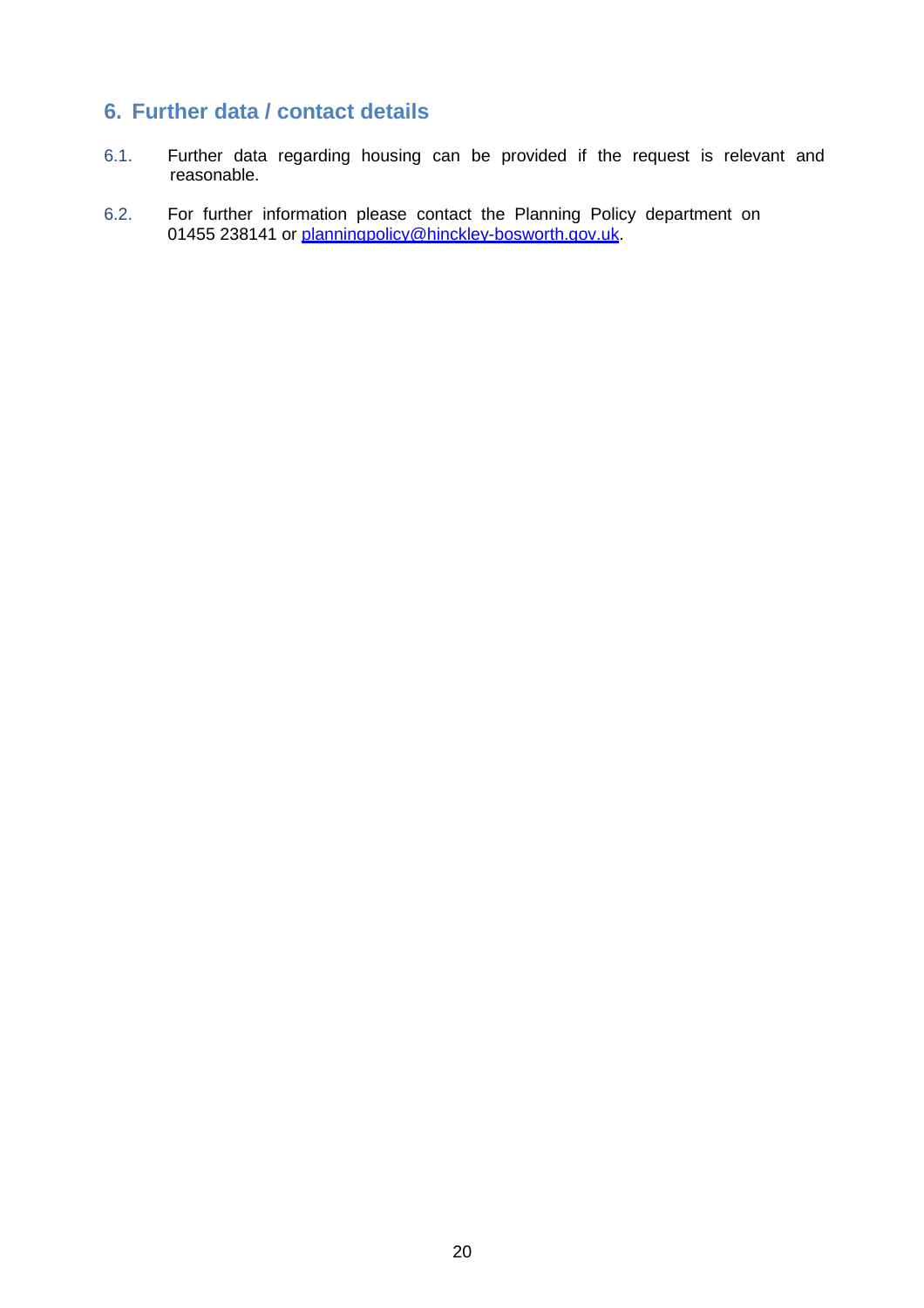## 6. Further data / contact details

6.1. Further data regarding housing can be provided if the request is relevant and reasonable.

6.2. For further information please contact the Planning Policy department on 01455 238141 or [planningpolicy@hinckley-bosworth.gov.uk](mailto:planningpolicy@hinckley-bosworth.gov.uk).